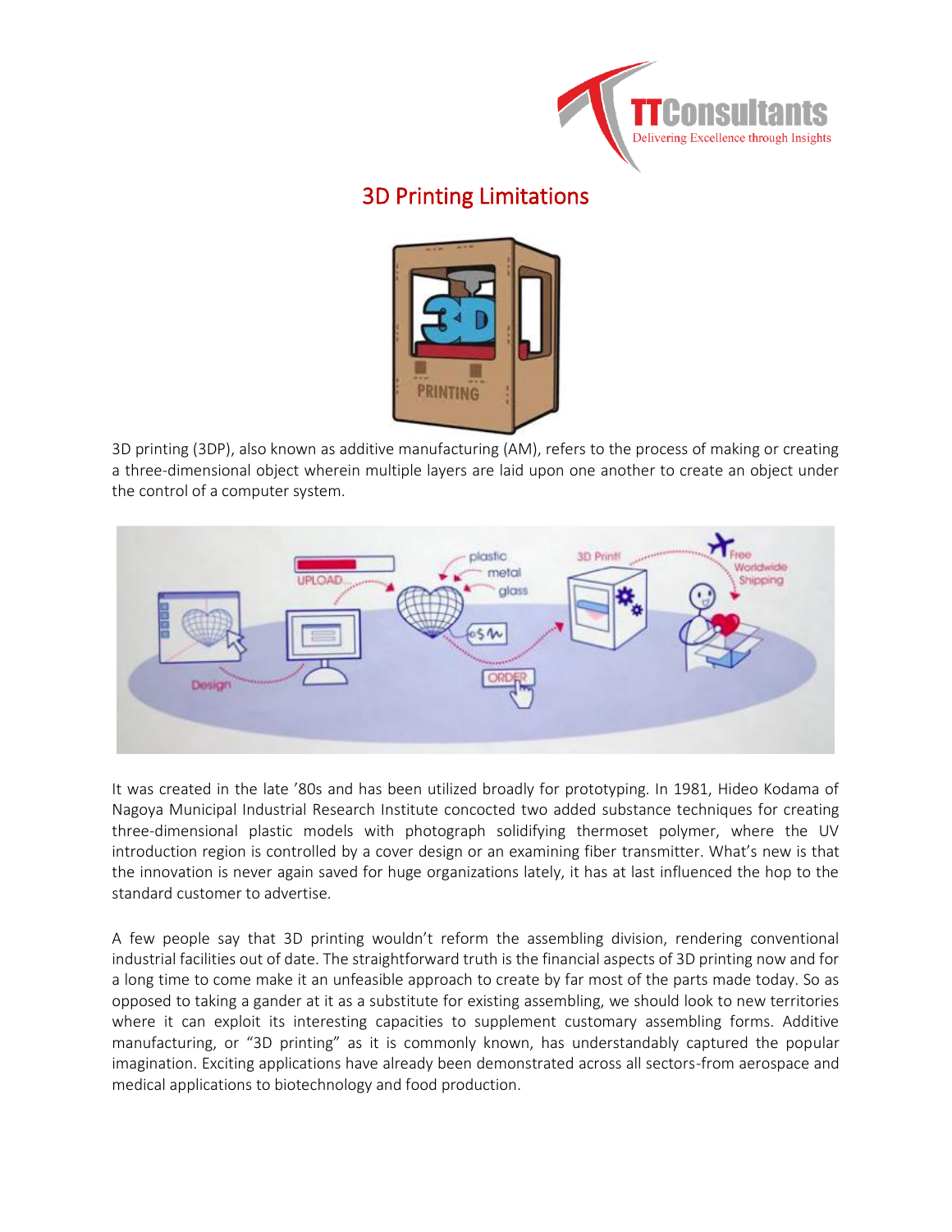# 3D Printing Limitations

3D printing (3DP), also known as additive manufacturing (AM), refers to the process of making or creating a three-dimensional object wherein multiple layers are laid upon one another to create an object under the control of a computer system.

It was created in the late '80s and has been utilized broadly for prototyping. In 1981, Hideo Kodama of Nagoya Municipal Industrial Research Institute concocted two added substance techniques for creating three-dimensional plastic models with photograph solidifying thermoset polymer, where the UV introduction region is controlled by a cover design or an examining fiber transmitter. What's new is that the innovation is never again saved for huge organizations lately, it has at last influenced the hop to the standard customer to advertise.

A few people say that 3D printing wouldn't reform the assembling division, rendering conventional industrial facilities out of date. The straightforward truth is the financial aspects of 3D printing now and for a long time to come make it an unfeasible approach to create by far most of the parts made today. So as opposed to taking a gander at it as a substitute for existing assembling, we should look to new territories where it can exploit its interesting capacities to supplement customary assembling forms. Additive manufacturing, or "3D printing" as it is commonly known, has understandably captured the popular imagination. Exciting applications have already been demonstrated across all sectors-from aerospace and medical applications to biotechnology and food production.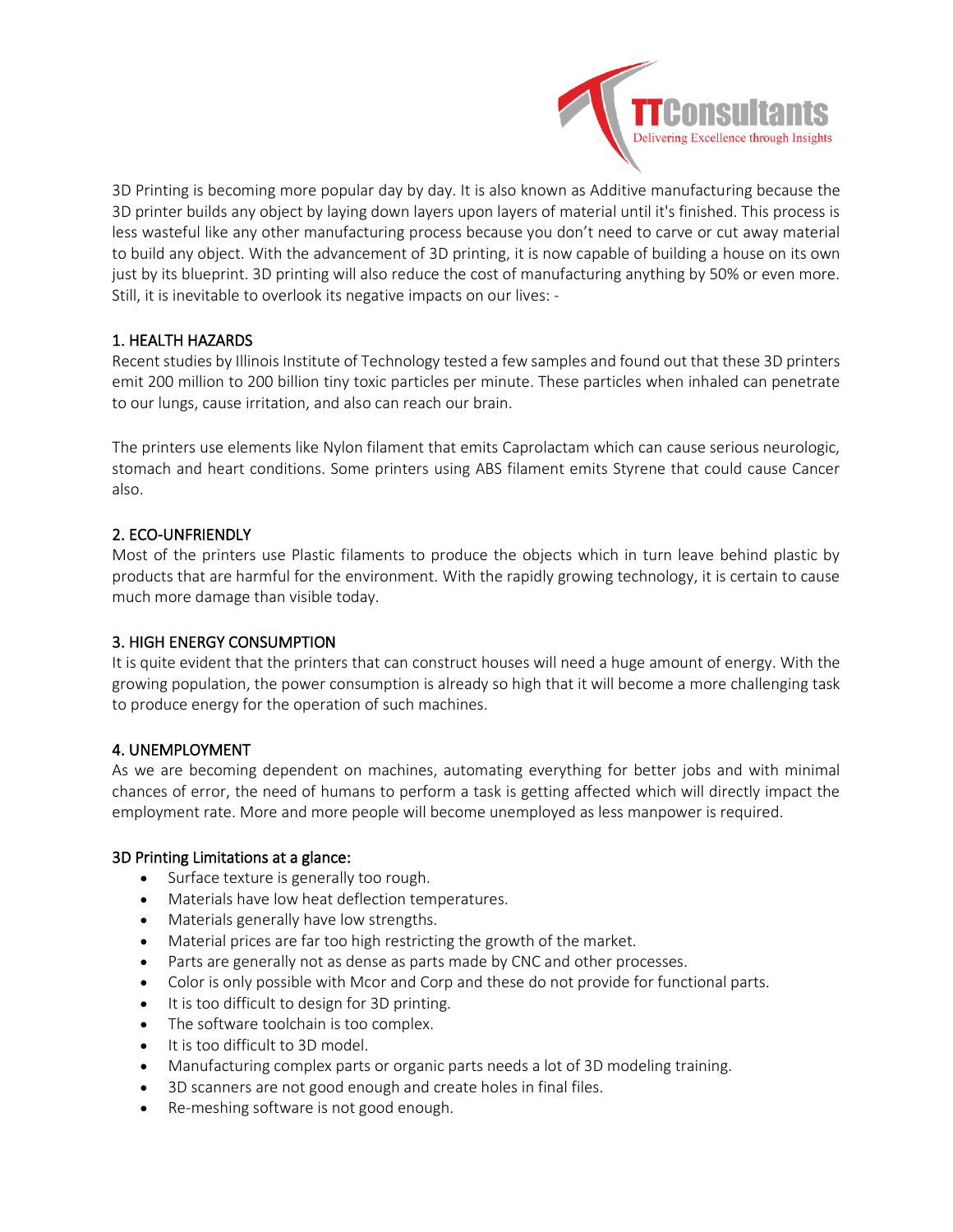3D Printing is becoming more popular day by day. It is also known as Additive manufacturing because the 3D printer builds any object by laying down layers upon layers of material until it's finished. This process is less wasteful like any other manufacturing process because you don't need to carve or cut away material to build any object. With the advancement of 3D printing, it is now capable of building a house on its own just by its blueprint. 3D printing will also reduce the cost of manufacturing anything by 50% or even more. Still, it is inevitable to overlook its negative impacts on our lives: -

## 1. HEALTH HAZARDS

Recent studies by Illinois Institute of Technology tested a few samples and found out that these 3D printers emit 200 million to 200 billion tiny toxic particles per minute. These particles when inhaled can penetrate to our lungs, cause irritation, and also can reach our brain.

The printers use elements like Nylon filament that emits Caprolactam which can cause serious neurologic, stomach and heart conditions. Some printers using ABS filament emits Styrene that could cause Cancer also.

## 2. ECO-UNFRIENDLY

Most of the printers use Plastic filaments to produce the objects which in turn leave behind plastic by products that are harmful for the environment. With the rapidly growing technology, it is certain to cause much more damage than visible today.

## 3. HIGH ENERGY CONSUMPTION

It is quite evident that the printers that can construct houses will need a huge amount of energy. With the growing population, the power consumption is already so high that it will become a more challenging task to produce energy for the operation of such machines.

## 4. UNEMPLOYMENT

As we are becoming dependent on machines, automating everything for better jobs and with minimal chances of error, the need of humans to perform a task is getting affected which will directly impact the employment rate. More and more people will become unemployed as less manpower is required.

## 3D Printing Limitations at a glance:

- Surface texture is generally too rough.
- Materials have low heat deflection temperatures.
- Materials generally have low strengths.
- Material prices are far too high restricting the growth of the market.
- Parts are generally not as dense as parts made by CNC and other processes.
- Color is only possible with Mcor and Corp and these do not provide for functional parts.
- It is too difficult to design for 3D printing.
- The software toolchain is too complex.
- It is too difficult to 3D model.
- Manufacturing complex parts or organic parts needs a lot of 3D modeling training.
- 3D scanners are not good enough and create holes in final files.
- Re-meshing software is not good enough.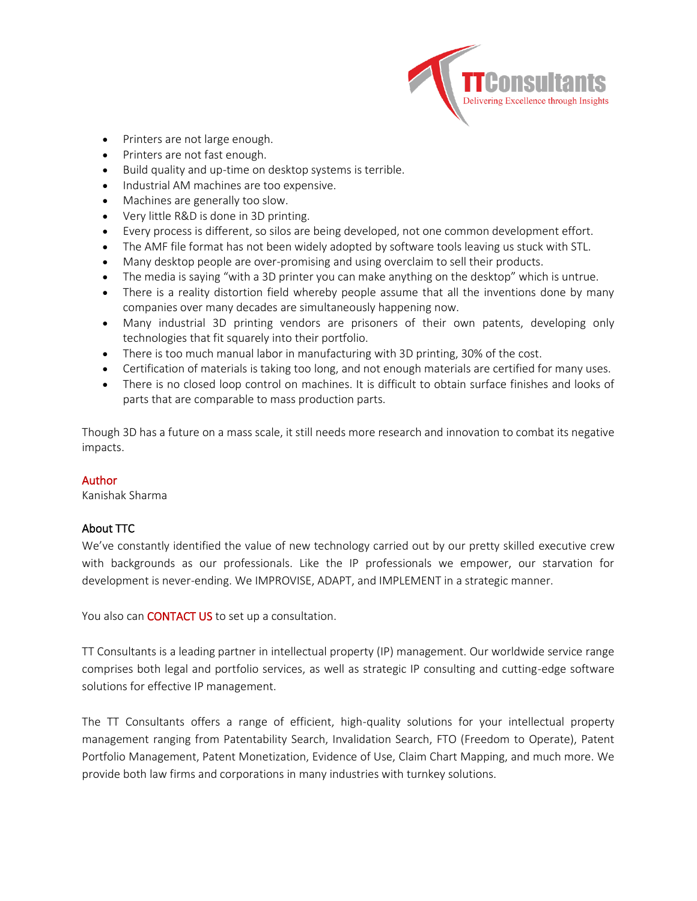- Printers are not large enough.
- Printers are not fast enough.
- Build quality and up-time on desktop systems is terrible.
- Industrial AM machines are too expensive.
- Machines are generally too slow.
- Very little R&D is done in 3D printing.
- Every process is different, so silos are being developed, not one common development effort.
- The AMF file format has not been widely adopted by software tools leaving us stuck with STL.
- Many desktop people are over-promising and using overclaim to sell their products.
- The media is saying "with a 3D printer you can make anything on the desktop" which is untrue.
- There is a reality distortion field whereby people assume that all the inventions done by many companies over many decades are simultaneously happening now.
- Many industrial 3D printing vendors are prisoners of their own patents, developing only technologies that fit squarely into their portfolio.
- There is too much manual labor in manufacturing with 3D printing, 30% of the cost.
- Certification of materials is taking too long, and not enough materials are certified for many uses.
- There is no closed loop control on machines. It is difficult to obtain surface finishes and looks of parts that are comparable to mass production parts.

Though 3D has a future on a mass scale, it still needs more research and innovation to combat its negative impacts.

### Author

Kanishak Sharma

### About TTC

We've constantly identified the value of new technology carried out by our pretty skilled executive crew with backgrounds as our professionals. Like the IP professionals we empower, our starvation for development is never-ending. We IMPROVISE, ADAPT, and IMPLEMENT in a strategic manner.

You also can CONTACT US to set up a consultation.

TT Consultants is a leading partner in intellectual property (IP) management. Our worldwide service range comprises both legal and portfolio services, as well as strategic IP consulting and cutting-edge software solutions for effective IP management.

The TT Consultants offers a range of efficient, high-quality solutions for your intellectual property management ranging from Patentability Search, Invalidation Search, FTO (Freedom to Operate), Patent Portfolio Management, Patent Monetization, Evidence of Use, Claim Chart Mapping, and much more. We provide both law firms and corporations in many industries with turnkey solutions.